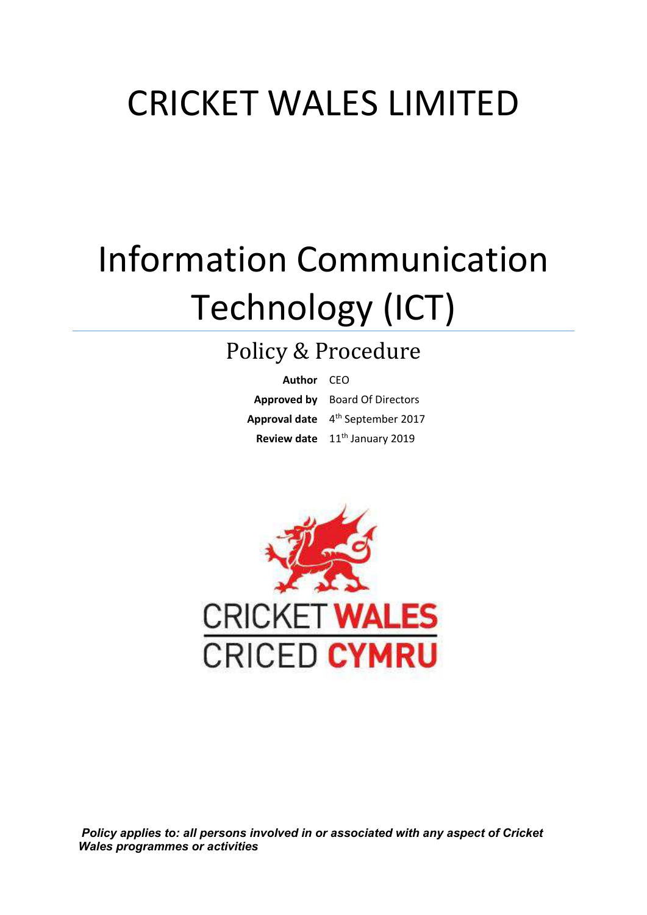# CRICKET WALES LIMITED

# Information Communication Technology (ICT)

## Policy & Procedure

| | |
|---|---|
| **Author** | CEO |
| **Approved by** | Board Of Directors |
| **Approval date** | 4th September 2017 |
| **Review date** | 11th January 2019 |

CRICKET WALES
CRICED CYMRU

***Policy applies to: all persons involved in or associated with any aspect of Cricket Wales programmes or activities***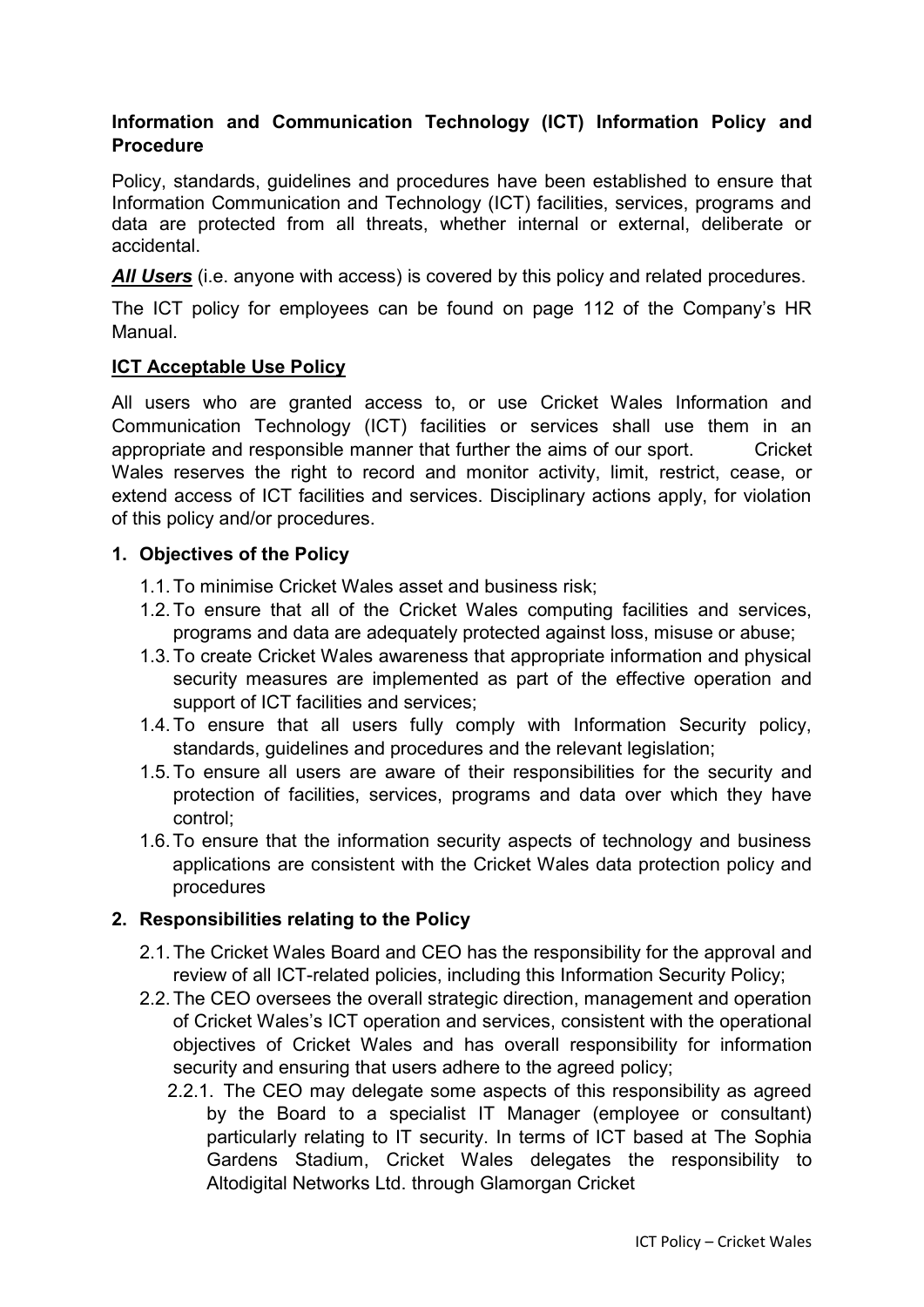**Information and Communication Technology (ICT) Information Policy and Procedure**

Policy, standards, guidelines and procedures have been established to ensure that Information Communication and Technology (ICT) facilities, services, programs and data are protected from all threats, whether internal or external, deliberate or accidental.

***All Users*** (i.e. anyone with access) is covered by this policy and related procedures.

The ICT policy for employees can be found on page 112 of the Company's HR Manual.

**ICT Acceptable Use Policy**

All users who are granted access to, or use Cricket Wales Information and Communication Technology (ICT) facilities or services shall use them in an appropriate and responsible manner that further the aims of our sport. Cricket Wales reserves the right to record and monitor activity, limit, restrict, cease, or extend access of ICT facilities and services. Disciplinary actions apply, for violation of this policy and/or procedures.

**1. Objectives of the Policy**

- 1.1. To minimise Cricket Wales asset and business risk;
- 1.2. To ensure that all of the Cricket Wales computing facilities and services, programs and data are adequately protected against loss, misuse or abuse;
- 1.3. To create Cricket Wales awareness that appropriate information and physical security measures are implemented as part of the effective operation and support of ICT facilities and services;
- 1.4. To ensure that all users fully comply with Information Security policy, standards, guidelines and procedures and the relevant legislation;
- 1.5. To ensure all users are aware of their responsibilities for the security and protection of facilities, services, programs and data over which they have control;
- 1.6. To ensure that the information security aspects of technology and business applications are consistent with the Cricket Wales data protection policy and procedures

**2. Responsibilities relating to the Policy**

- 2.1. The Cricket Wales Board and CEO has the responsibility for the approval and review of all ICT-related policies, including this Information Security Policy;
- 2.2. The CEO oversees the overall strategic direction, management and operation of Cricket Wales's ICT operation and services, consistent with the operational objectives of Cricket Wales and has overall responsibility for information security and ensuring that users adhere to the agreed policy;
  - 2.2.1. The CEO may delegate some aspects of this responsibility as agreed by the Board to a specialist IT Manager (employee or consultant) particularly relating to IT security. In terms of ICT based at The Sophia Gardens Stadium, Cricket Wales delegates the responsibility to Altodigital Networks Ltd. through Glamorgan Cricket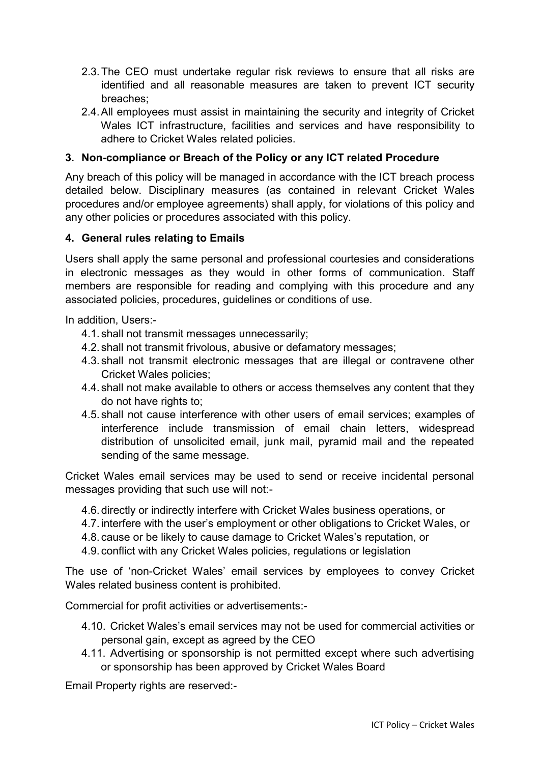2.3. The CEO must undertake regular risk reviews to ensure that all risks are identified and all reasonable measures are taken to prevent ICT security breaches;

2.4. All employees must assist in maintaining the security and integrity of Cricket Wales ICT infrastructure, facilities and services and have responsibility to adhere to Cricket Wales related policies.

## 3. Non-compliance or Breach of the Policy or any ICT related Procedure

Any breach of this policy will be managed in accordance with the ICT breach process detailed below. Disciplinary measures (as contained in relevant Cricket Wales procedures and/or employee agreements) shall apply, for violations of this policy and any other policies or procedures associated with this policy.

## 4. General rules relating to Emails

Users shall apply the same personal and professional courtesies and considerations in electronic messages as they would in other forms of communication. Staff members are responsible for reading and complying with this procedure and any associated policies, procedures, guidelines or conditions of use.

In addition, Users:-

4.1. shall not transmit messages unnecessarily;

4.2. shall not transmit frivolous, abusive or defamatory messages;

4.3. shall not transmit electronic messages that are illegal or contravene other Cricket Wales policies;

4.4. shall not make available to others or access themselves any content that they do not have rights to;

4.5. shall not cause interference with other users of email services; examples of interference include transmission of email chain letters, widespread distribution of unsolicited email, junk mail, pyramid mail and the repeated sending of the same message.

Cricket Wales email services may be used to send or receive incidental personal messages providing that such use will not:-

4.6. directly or indirectly interfere with Cricket Wales business operations, or

4.7. interfere with the user's employment or other obligations to Cricket Wales, or

4.8. cause or be likely to cause damage to Cricket Wales's reputation, or

4.9. conflict with any Cricket Wales policies, regulations or legislation

The use of 'non-Cricket Wales' email services by employees to convey Cricket Wales related business content is prohibited.

Commercial for profit activities or advertisements:-

4.10. Cricket Wales's email services may not be used for commercial activities or personal gain, except as agreed by the CEO

4.11. Advertising or sponsorship is not permitted except where such advertising or sponsorship has been approved by Cricket Wales Board

Email Property rights are reserved:-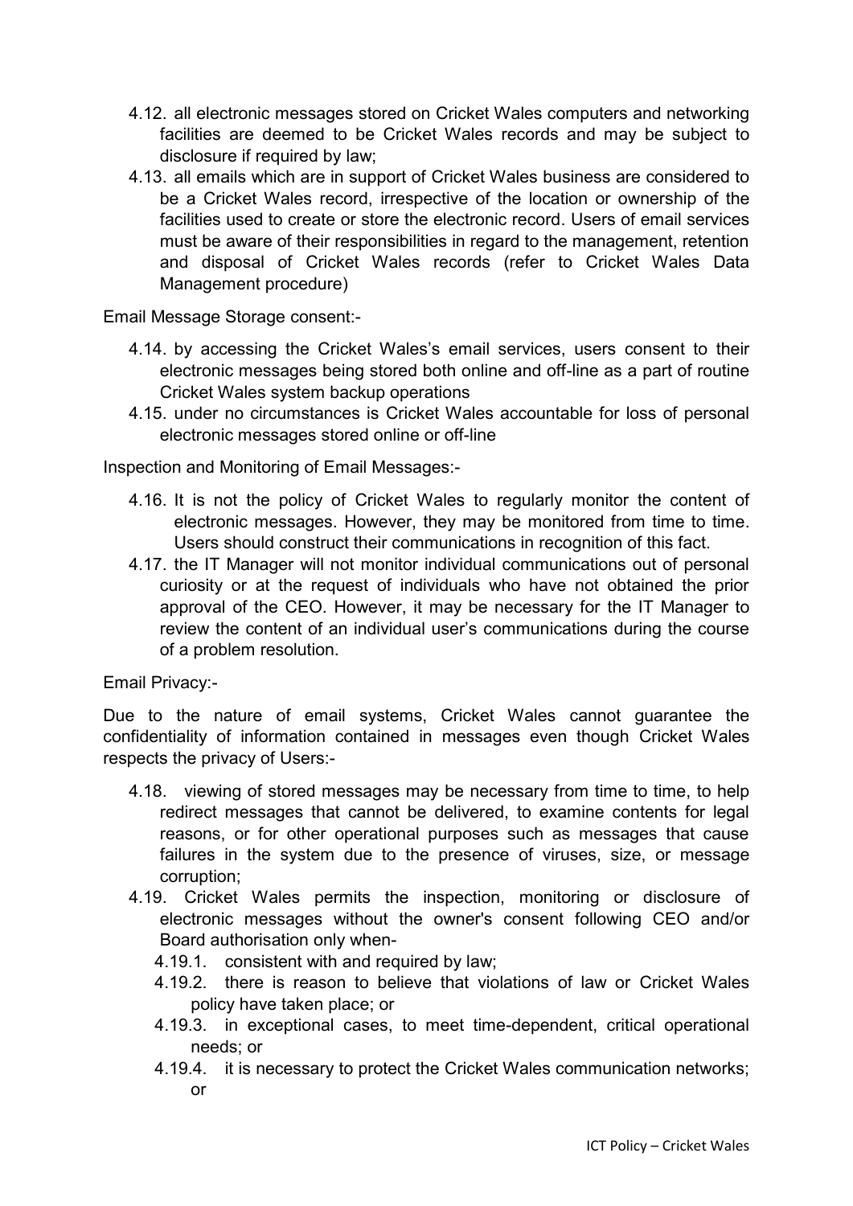4.12. all electronic messages stored on Cricket Wales computers and networking facilities are deemed to be Cricket Wales records and may be subject to disclosure if required by law;

4.13. all emails which are in support of Cricket Wales business are considered to be a Cricket Wales record, irrespective of the location or ownership of the facilities used to create or store the electronic record. Users of email services must be aware of their responsibilities in regard to the management, retention and disposal of Cricket Wales records (refer to Cricket Wales Data Management procedure)

Email Message Storage consent:-

4.14. by accessing the Cricket Wales's email services, users consent to their electronic messages being stored both online and off-line as a part of routine Cricket Wales system backup operations

4.15. under no circumstances is Cricket Wales accountable for loss of personal electronic messages stored online or off-line

Inspection and Monitoring of Email Messages:-

4.16. It is not the policy of Cricket Wales to regularly monitor the content of electronic messages. However, they may be monitored from time to time. Users should construct their communications in recognition of this fact.

4.17. the IT Manager will not monitor individual communications out of personal curiosity or at the request of individuals who have not obtained the prior approval of the CEO. However, it may be necessary for the IT Manager to review the content of an individual user's communications during the course of a problem resolution.

Email Privacy:-

Due to the nature of email systems, Cricket Wales cannot guarantee the confidentiality of information contained in messages even though Cricket Wales respects the privacy of Users:-

4.18. viewing of stored messages may be necessary from time to time, to help redirect messages that cannot be delivered, to examine contents for legal reasons, or for other operational purposes such as messages that cause failures in the system due to the presence of viruses, size, or message corruption;

4.19. Cricket Wales permits the inspection, monitoring or disclosure of electronic messages without the owner's consent following CEO and/or Board authorisation only when-

- 4.19.1. consistent with and required by law;
- 4.19.2. there is reason to believe that violations of law or Cricket Wales policy have taken place; or
- 4.19.3. in exceptional cases, to meet time-dependent, critical operational needs; or
- 4.19.4. it is necessary to protect the Cricket Wales communication networks; or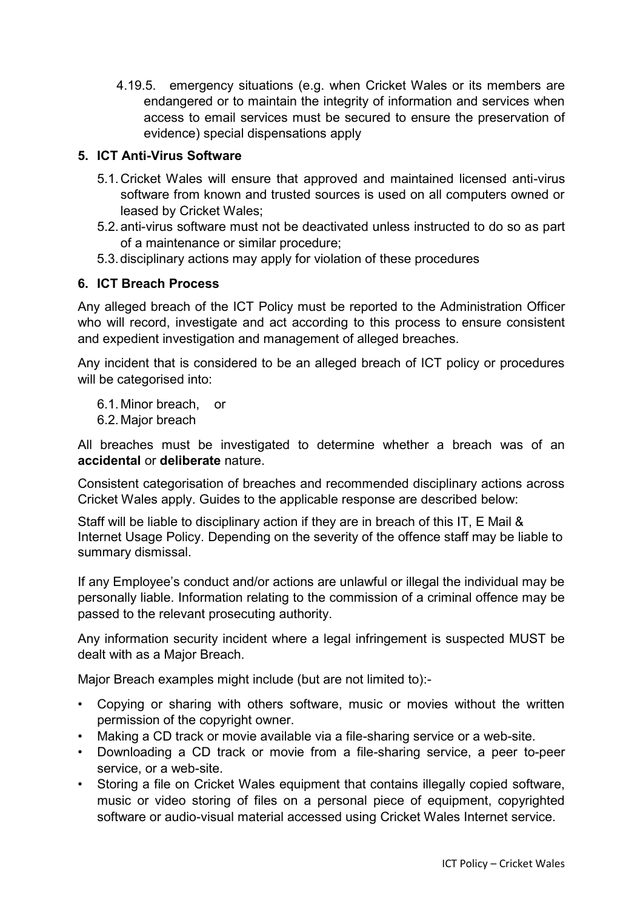4.19.5. emergency situations (e.g. when Cricket Wales or its members are endangered or to maintain the integrity of information and services when access to email services must be secured to ensure the preservation of evidence) special dispensations apply

## 5. ICT Anti-Virus Software

5.1. Cricket Wales will ensure that approved and maintained licensed anti-virus software from known and trusted sources is used on all computers owned or leased by Cricket Wales;

5.2. anti-virus software must not be deactivated unless instructed to do so as part of a maintenance or similar procedure;

5.3. disciplinary actions may apply for violation of these procedures

## 6. ICT Breach Process

Any alleged breach of the ICT Policy must be reported to the Administration Officer who will record, investigate and act according to this process to ensure consistent and expedient investigation and management of alleged breaches.

Any incident that is considered to be an alleged breach of ICT policy or procedures will be categorised into:

6.1. Minor breach, or

6.2. Major breach

All breaches must be investigated to determine whether a breach was of an **accidental** or **deliberate** nature.

Consistent categorisation of breaches and recommended disciplinary actions across Cricket Wales apply. Guides to the applicable response are described below:

Staff will be liable to disciplinary action if they are in breach of this IT, E Mail & Internet Usage Policy. Depending on the severity of the offence staff may be liable to summary dismissal.

If any Employee's conduct and/or actions are unlawful or illegal the individual may be personally liable. Information relating to the commission of a criminal offence may be passed to the relevant prosecuting authority.

Any information security incident where a legal infringement is suspected MUST be dealt with as a Major Breach.

Major Breach examples might include (but are not limited to):-

- Copying or sharing with others software, music or movies without the written permission of the copyright owner.
- Making a CD track or movie available via a file-sharing service or a web-site.
- Downloading a CD track or movie from a file-sharing service, a peer to-peer service, or a web-site.
- Storing a file on Cricket Wales equipment that contains illegally copied software, music or video storing of files on a personal piece of equipment, copyrighted software or audio-visual material accessed using Cricket Wales Internet service.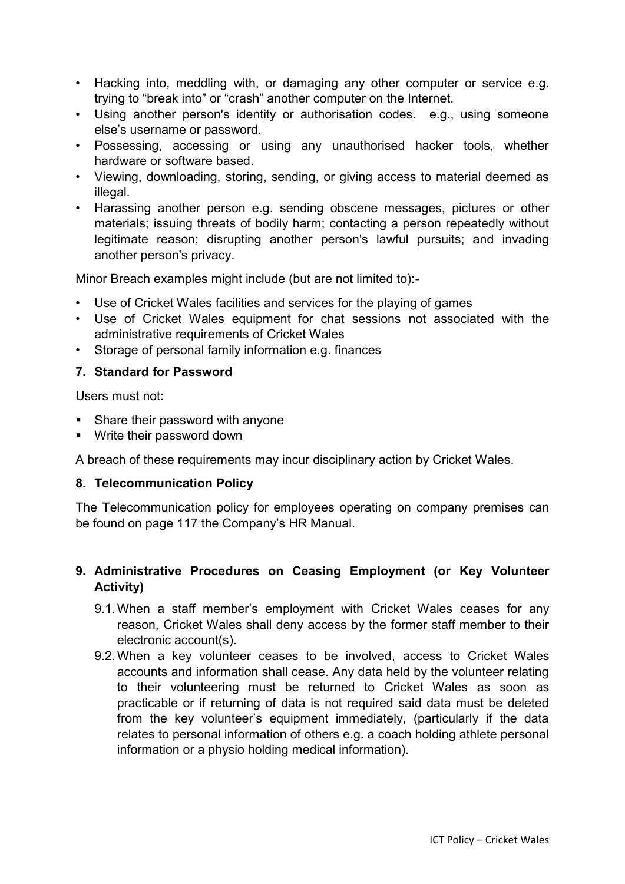- Hacking into, meddling with, or damaging any other computer or service e.g. trying to "break into" or "crash" another computer on the Internet.
- Using another person's identity or authorisation codes. e.g., using someone else's username or password.
- Possessing, accessing or using any unauthorised hacker tools, whether hardware or software based.
- Viewing, downloading, storing, sending, or giving access to material deemed as illegal.
- Harassing another person e.g. sending obscene messages, pictures or other materials; issuing threats of bodily harm; contacting a person repeatedly without legitimate reason; disrupting another person's lawful pursuits; and invading another person's privacy.

Minor Breach examples might include (but are not limited to):-

- Use of Cricket Wales facilities and services for the playing of games
- Use of Cricket Wales equipment for chat sessions not associated with the administrative requirements of Cricket Wales
- Storage of personal family information e.g. finances

## 7. Standard for Password

Users must not:

- Share their password with anyone
- Write their password down

A breach of these requirements may incur disciplinary action by Cricket Wales.

## 8. Telecommunication Policy

The Telecommunication policy for employees operating on company premises can be found on page 117 the Company's HR Manual.

## 9. Administrative Procedures on Ceasing Employment (or Key Volunteer Activity)

9.1. When a staff member's employment with Cricket Wales ceases for any reason, Cricket Wales shall deny access by the former staff member to their electronic account(s).

9.2. When a key volunteer ceases to be involved, access to Cricket Wales accounts and information shall cease. Any data held by the volunteer relating to their volunteering must be returned to Cricket Wales as soon as practicable or if returning of data is not required said data must be deleted from the key volunteer's equipment immediately, (particularly if the data relates to personal information of others e.g. a coach holding athlete personal information or a physio holding medical information).